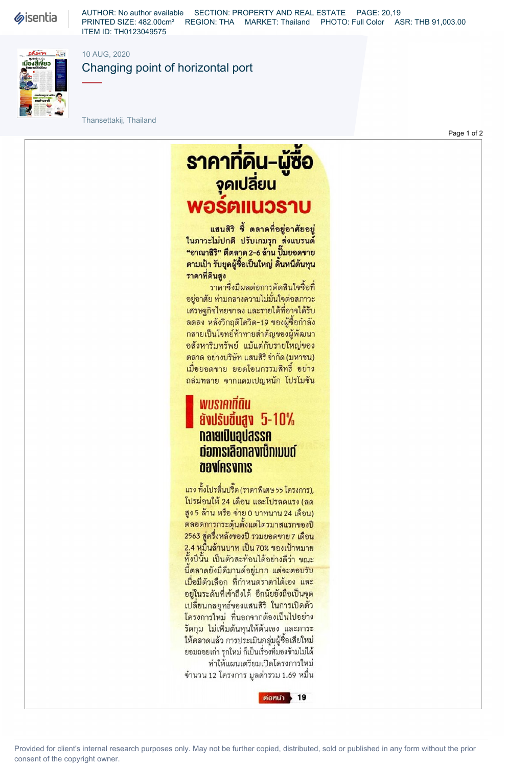10 AUG, 2020

# Changing point of horizontal port

Thansettakij, Thailand

# ราคาที่ดิน-ผู้ซื้อ จุดเปลี่ยน พอร์ตแนวราบ

**แสนสิริ ชี้ ตลาดที่อยู่อาศัยอยู่ในภาวะไม่ปกติ ปรับเกมรุก ส่งแบรนด์ "อาณาสิริ" ตีตลาด 2-6 ล้าน ปั๊มยอดขายตามเป้า รับยุคผู้ซื้อเป็นใหญ่ ค้นหนีต้นทุนราคาที่ดินสูง**

ราคาซึ่งมีผลต่อการตัดสินใจซื้อที่อยู่อาศัย ท่ามกลางความไม่มั่นใจต่อสภาวะเศรษฐกิจไทยขาลง และรายได้ที่อาจได้รับลดลง หลังวิกฤติโควิด-19 ของผู้ซื้อกำลังกลายเป็นโจทย์ท้าทายสำคัญของผู้พัฒนาอสังหาริมทรัพย์ แม้แต่กับรายใหญ่ของตลาด อย่างบริษัท แสนสิริ จำกัด (มหาชน) เมื่อยอดขาย ยอดโอนกรรมสิทธิ์ อย่างถล่มทลาย จากแคมเปญหนัก โปรโมชัน

## พบราคาที่ดิน ยังปรับขึ้นสูง 5-10% กลายเป็นอุปสรรค ต่อการเลือกลงเซ็กเมนต์ของโครงการ

แรง ทั้งโปรลื่นปรี๊ด (ราคาพิเศษ 55 โครงการ), โปรผ่อนให้ 24 เดือน และโปรลดแรง (ลดสูง 5 ล้าน หรือ จ่าย 0 บาทนาน 24 เดือน) ตลอดการกระตุ้นตั้งแต่ไตรมาสแรกของปี 2563 สู่ครึ่งหลังของปี รวมยอดขาย 7 เดือน 2.4 หมื่นล้านบาท เป็น 70% ของเป้าหมายทั้งปีนั้น เป็นตัวสะท้อนได้อย่างดีว่า ขณะนี้ตลาดยังมีดีมานด์อยู่มาก แต่จะตอบรับเมื่อมีตัวเลือก ที่กำหนดราคาได้เอง และอยู่ในระดับที่เข้าถึงได้ อีกนัยยังถือเป็นจุดเปลี่ยนกลยุทธ์ของแสนสิริ ในการเปิดตัวโครงการใหม่ ที่นอกจากต้องเป็นไปอย่างรัดกุม ไม่เพิ่มต้นทุนให้ต้นเอง และภาระให้ตลาดแล้ว การประเมินกลุ่มผู้ซื้อเสียใหม่ ยอมถอยเก่า รุกใหม่ ก็เป็นเรื่องที่มองข้ามไม่ได้

ทำให้แผนเตรียมเปิดโครงการใหม่ จำนวน 12 โครงการ มูลค่ารวม 1.69 หมื่น

ต่อหน้า 19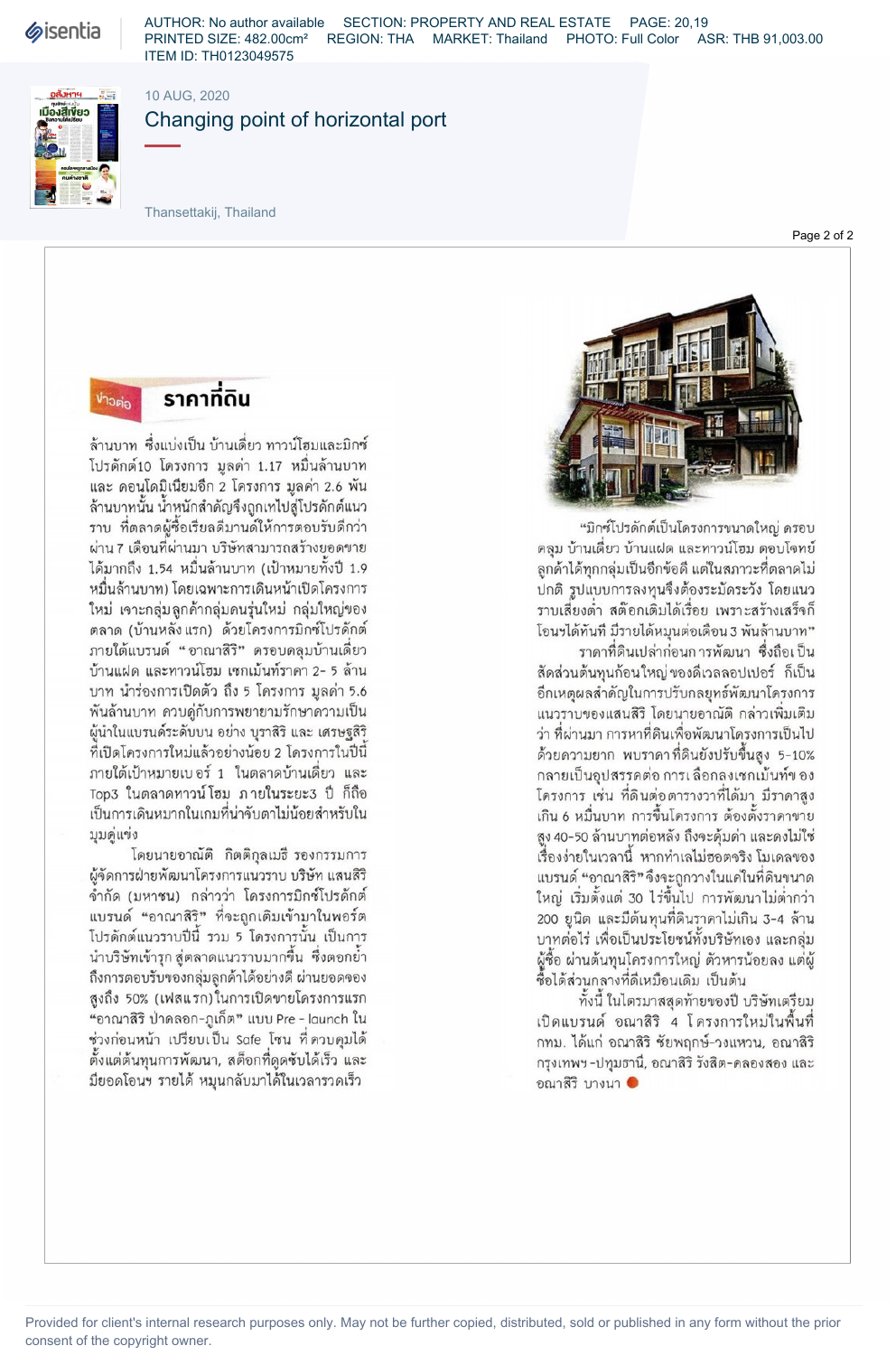ข่าวต่อ **ราคาที่ดิน**

ล้านบาท ซึ่งแบ่งเป็น บ้านเดี่ยว ทาวน์โฮมและมิกซ์โปรดักต์10 โครงการ มูลค่า 1.17 หมื่นล้านบาท และ คอนโดมิเนียมอีก 2 โครงการ มูลค่า 2.6 พันล้านบาทนั้น น้ำหนักสำคัญจึงถูกเทไปสู่โปรดักต์แนวราบ ที่ตลาดผู้ซื้อเรียลดีมานด์ให้การตอบรับดีกว่า ผ่าน 7 เดือนที่ผ่านมา บริษัทสามารถสร้างยอดขายได้มากถึง 1.54 หมื่นล้านบาท (เป้าหมายทั้งปี 1.9 หมื่นล้านบาท) โดยเฉพาะการเดินหน้าเปิดโครงการใหม่ เจาะกลุ่มลูกค้ากลุ่มคนรุ่นใหม่ กลุ่มใหญ่ของตลาด (บ้านหลัง แรก) ด้วยโครงการมิกซ์โปรดักต์ภายใต้แบรนด์ "อาณาสิริ" ครอบคลุมบ้านเดี่ยว บ้านแฝด และทาวน์โฮม เซกเม้นท์ราคา 2- 5 ล้านบาท นำร่องการเปิดตัว ถึง 5 โครงการ มูลค่า 5.6 พันล้านบาท ควบคู่กับการพยายามรักษาความเป็นผู้นำในแบรนด์ระดับบน อย่าง บุราสิริ และ เศรษฐสิริที่เปิดโครงการใหม่แล้วอย่างน้อย 2 โครงการในปีนี้ ภายใต้เป้าหมายเบอร์ 1 ในตลาดบ้านเดี่ยว และ Top3 ในตลาดทาวน์โฮม ภายในระยะ3 ปี ก็ถือเป็นการเดินหมากในเกมที่น่าจับตาไม่น้อยสำหรับในมุมคู่แข่ง

โดยนายอาณัติ กิตติกุลเมธี รองกรรมการผู้จัดการฝ่ายพัฒนาโครงการแนวราบ บริษัท แสนสิริ จำกัด (มหาชน) กล่าวว่า โครงการมิกซ์โปรดักต์แบรนด์ "อาณาสิริ" ที่จะถูกเติมเข้ามาในพอร์ตโปรดักต์แนวราบปีนี้ รวม 5 โครงการนั้น เป็นการนำบริษัทเข้ารุก สู่ตลาดแนวราบมากขึ้น ซึ่งตอกย้ำถึงการตอบรับของกลุ่มลูกค้าได้อย่างดี ผ่านยอดจองสูงถึง 50% (เฟสแรก)ในการเปิดขายโครงการแรก "อาณาสิริ ปาดลอก-ภูเก็ต" แบบ Pre - launch ในช่วงก่อนหน้า เปรียบเป็น Safe โซน ที่ควบคุมได้ตั้งแต่ต้นทุนการพัฒนา, สต๊อกที่ดูดซับได้เร็ว และมียอดโอนฯ รายได้ หมุนกลับมาได้ในเวลารวดเร็ว

"มิกซ์โปรดักต์เป็นโครงการขนาดใหญ่ ครอบคลุม บ้านเดี่ยว บ้านแฝด และทาวน์โฮม ตอบโจทย์ลูกค้าได้ทุกกลุ่มเป็นอีกข้อดี แต่ในสภาวะที่ตลาดไม่ปกติ รูปแบบการลงทุนจึงต้องระมัดระวัง โดยแนวราบเสี่ยงต่ำ สต๊อกเติมได้เรื่อย เพราะสร้างเสร็จก็โอนฯได้ทันที มีรายได้หมุนต่อเดือน 3 พันล้านบาท"

ราคาที่ดินเปล่าก่อนการพัฒนา ซึ่งถือเป็นสัดส่วนต้นทุนก้อนใหญ่ ของดีเวลลอปเปอร์ ก็เป็นอีกเหตุผลสำคัญในการปรับกลยุทธ์พัฒนาโครงการแนวราบของแสนสิริ โดยนายอาณัติ กล่าวเพิ่มเติมว่า ที่ผ่านมา การหาที่ดินเพื่อพัฒนาโครงการเป็นไปด้วยความยากลำบาก พบราคาที่ดินยังปรับขึ้นสูง 5-10% กลายเป็นอุปสรรคต่อ การเลือกลงเซกเม้นท์ของโครงการ เช่น ที่ดินต่อตารางวาที่ได้มา มีราคาสูงเกิน 6 หมื่นบาท การขึ้นโครงการ ต้องตั้งราคาขายสูง 40-50 ล้านบาทต่อหลัง ถึงจะคุ้มค่า และคงไม่ใช่เรื่องง่ายในเวลานี้ หากทำเลไม่ฮอตจริง โมเดลของแบรนด์ "อาณาสิริ" จึงจะถูกวางในแต่ในที่ดินขนาดใหญ่ เริ่มตั้งแต่ 30 ไร่ขึ้นไป การพัฒนาไม่ต่ำกว่า 200 ยูนิต และมีต้นทุนที่ดินราคาไม่เกิน 3-4 ล้านบาทต่อไร่ เพื่อเป็นประโยชน์ทั้งบริษัทเอง และกลุ่มผู้ซื้อ ผ่านต้นทุนโครงการใหญ่ ตัวหารน้อยลง แต่ผู้ซื้อได้ส่วนกลางที่ดีเหมือนเดิม เป็นต้น

ทั้งนี้ ในไตรมาสสุดท้ายของปี บริษัทเตรียมเปิดแบรนด์ อณาสิริ 4 โครงการใหม่ในพื้นที่ กทม. ได้แก่ อณาสิริ ชัยพฤกษ์-วงแหวน, อณาสิริ กรุงเทพฯ-ปทุมธานี, อณาสิริ รังสิต-คลองสอง และ อณาสิริ บางนา